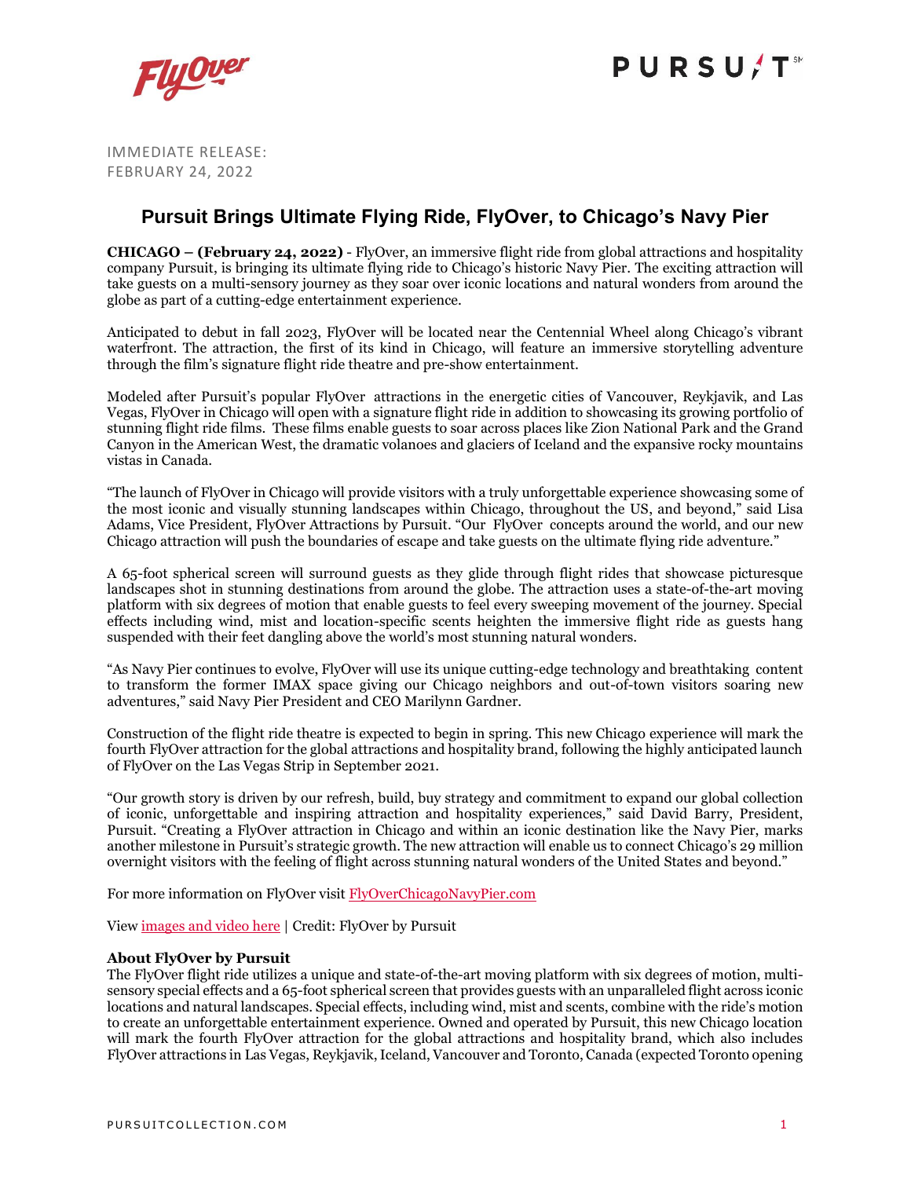IMMEDIATE RELEASE:
FEBRUARY 24, 2022

# Pursuit Brings Ultimate Flying Ride, FlyOver, to Chicago's Navy Pier

**CHICAGO – (February 24, 2022)** - FlyOver, an immersive flight ride from global attractions and hospitality company Pursuit, is bringing its ultimate flying ride to Chicago's historic Navy Pier. The exciting attraction will take guests on a multi-sensory journey as they soar over iconic locations and natural wonders from around the globe as part of a cutting-edge entertainment experience.

Anticipated to debut in fall 2023, FlyOver will be located near the Centennial Wheel along Chicago's vibrant waterfront. The attraction, the first of its kind in Chicago, will feature an immersive storytelling adventure through the film's signature flight ride theatre and pre-show entertainment.

Modeled after Pursuit's popular FlyOver attractions in the energetic cities of Vancouver, Reykjavik, and Las Vegas, FlyOver in Chicago will open with a signature flight ride in addition to showcasing its growing portfolio of stunning flight ride films. These films enable guests to soar across places like Zion National Park and the Grand Canyon in the American West, the dramatic volanoes and glaciers of Iceland and the expansive rocky mountains vistas in Canada.

"The launch of FlyOver in Chicago will provide visitors with a truly unforgettable experience showcasing some of the most iconic and visually stunning landscapes within Chicago, throughout the US, and beyond," said Lisa Adams, Vice President, FlyOver Attractions by Pursuit. "Our FlyOver concepts around the world, and our new Chicago attraction will push the boundaries of escape and take guests on the ultimate flying ride adventure."

A 65-foot spherical screen will surround guests as they glide through flight rides that showcase picturesque landscapes shot in stunning destinations from around the globe. The attraction uses a state-of-the-art moving platform with six degrees of motion that enable guests to feel every sweeping movement of the journey. Special effects including wind, mist and location-specific scents heighten the immersive flight ride as guests hang suspended with their feet dangling above the world's most stunning natural wonders.

"As Navy Pier continues to evolve, FlyOver will use its unique cutting-edge technology and breathtaking content to transform the former IMAX space giving our Chicago neighbors and out-of-town visitors soaring new adventures," said Navy Pier President and CEO Marilynn Gardner.

Construction of the flight ride theatre is expected to begin in spring. This new Chicago experience will mark the fourth FlyOver attraction for the global attractions and hospitality brand, following the highly anticipated launch of FlyOver on the Las Vegas Strip in September 2021.

"Our growth story is driven by our refresh, build, buy strategy and commitment to expand our global collection of iconic, unforgettable and inspiring attraction and hospitality experiences," said David Barry, President, Pursuit. "Creating a FlyOver attraction in Chicago and within an iconic destination like the Navy Pier, marks another milestone in Pursuit's strategic growth. The new attraction will enable us to connect Chicago's 29 million overnight visitors with the feeling of flight across stunning natural wonders of the United States and beyond."

For more information on FlyOver visit FlyOverChicagoNavyPier.com

View images and video here | Credit: FlyOver by Pursuit

**About FlyOver by Pursuit**
The FlyOver flight ride utilizes a unique and state-of-the-art moving platform with six degrees of motion, multi-sensory special effects and a 65-foot spherical screen that provides guests with an unparalleled flight across iconic locations and natural landscapes. Special effects, including wind, mist and scents, combine with the ride's motion to create an unforgettable entertainment experience. Owned and operated by Pursuit, this new Chicago location will mark the fourth FlyOver attraction for the global attractions and hospitality brand, which also includes FlyOver attractions in Las Vegas, Reykjavik, Iceland, Vancouver and Toronto, Canada (expected Toronto opening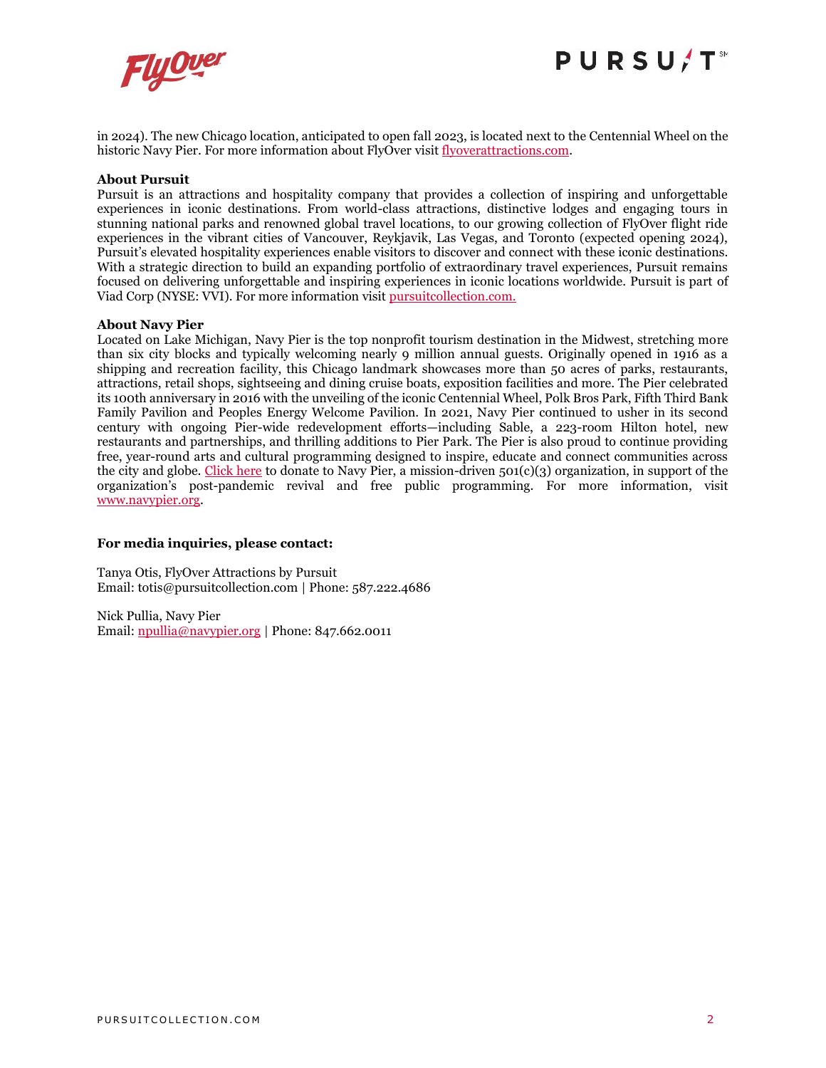in 2024). The new Chicago location, anticipated to open fall 2023, is located next to the Centennial Wheel on the historic Navy Pier. For more information about FlyOver visit [flyoverattractions.com](flyoverattractions.com).

**About Pursuit**

Pursuit is an attractions and hospitality company that provides a collection of inspiring and unforgettable experiences in iconic destinations. From world-class attractions, distinctive lodges and engaging tours in stunning national parks and renowned global travel locations, to our growing collection of FlyOver flight ride experiences in the vibrant cities of Vancouver, Reykjavik, Las Vegas, and Toronto (expected opening 2024), Pursuit's elevated hospitality experiences enable visitors to discover and connect with these iconic destinations. With a strategic direction to build an expanding portfolio of extraordinary travel experiences, Pursuit remains focused on delivering unforgettable and inspiring experiences in iconic locations worldwide. Pursuit is part of Viad Corp (NYSE: VVI). For more information visit [pursuitcollection.com.](pursuitcollection.com)

**About Navy Pier**

Located on Lake Michigan, Navy Pier is the top nonprofit tourism destination in the Midwest, stretching more than six city blocks and typically welcoming nearly 9 million annual guests. Originally opened in 1916 as a shipping and recreation facility, this Chicago landmark showcases more than 50 acres of parks, restaurants, attractions, retail shops, sightseeing and dining cruise boats, exposition facilities and more. The Pier celebrated its 100th anniversary in 2016 with the unveiling of the iconic Centennial Wheel, Polk Bros Park, Fifth Third Bank Family Pavilion and Peoples Energy Welcome Pavilion. In 2021, Navy Pier continued to usher in its second century with ongoing Pier-wide redevelopment efforts—including Sable, a 223-room Hilton hotel, new restaurants and partnerships, and thrilling additions to Pier Park. The Pier is also proud to continue providing free, year-round arts and cultural programming designed to inspire, educate and connect communities across the city and globe. Click here to donate to Navy Pier, a mission-driven 501(c)(3) organization, in support of the organization's post-pandemic revival and free public programming. For more information, visit [www.navypier.org](www.navypier.org).

**For media inquiries, please contact:**

Tanya Otis, FlyOver Attractions by Pursuit
Email: totis@pursuitcollection.com | Phone: 587.222.4686

Nick Pullia, Navy Pier
Email: npullia@navypier.org | Phone: 847.662.0011